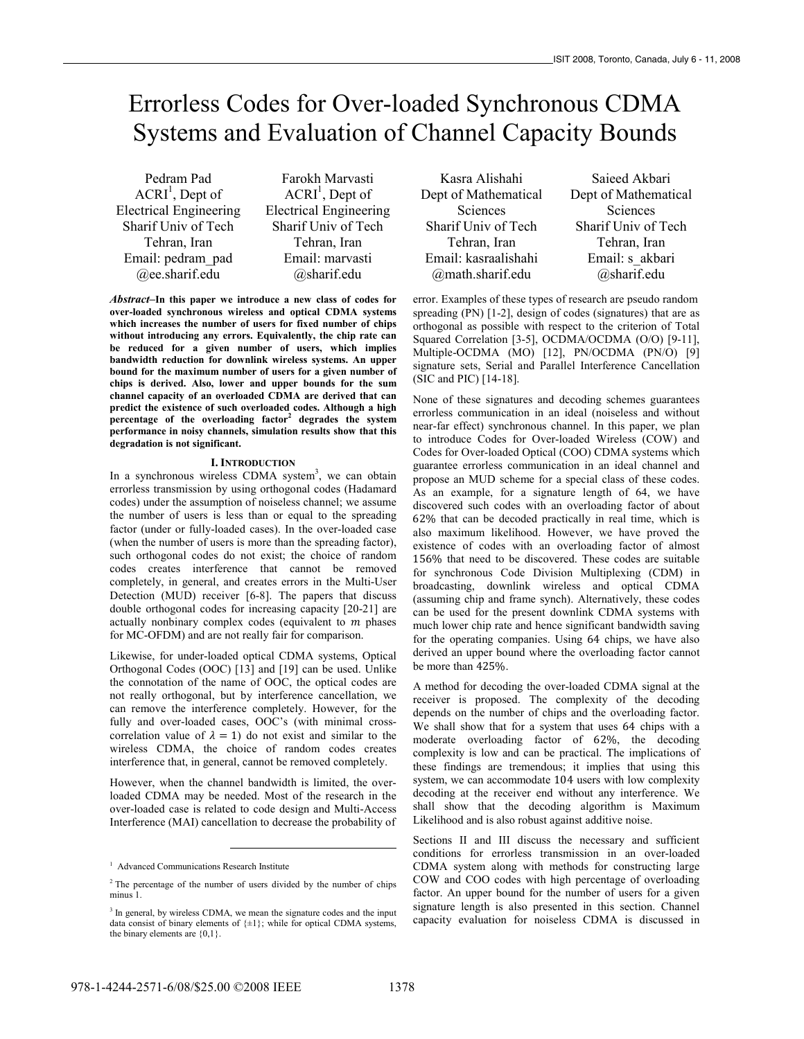# Errorless Codes for Over-loaded Synchronous CDMA Systems and Evaluation of Channel Capacity Bounds

Pedram Pad
ACRI[1], Dept of Electrical Engineering
Sharif Univ of Tech
Tehran, Iran
Email: pedram_pad@ee.sharif.edu

Farokh Marvasti
ACRI[1], Dept of Electrical Engineering
Sharif Univ of Tech
Tehran, Iran
Email: marvasti@sharif.edu

Kasra Alishahi
Dept of Mathematical Sciences
Sharif Univ of Tech
Tehran, Iran
Email: kasraalishahi@math.sharif.edu

Saieed Akbari
Dept of Mathematical Sciences
Sharif Univ of Tech
Tehran, Iran
Email: s_akbari@sharif.edu

***Abstract*–In this paper we introduce a new class of codes for over-loaded synchronous wireless and optical CDMA systems which increases the number of users for fixed number of chips without introducing any errors. Equivalently, the chip rate can be reduced for a given number of users, which implies bandwidth reduction for downlink wireless systems. An upper bound for the maximum number of users for a given number of chips is derived. Also, lower and upper bounds for the sum channel capacity of an overloaded CDMA are derived that can predict the existence of such overloaded codes. Although a high percentage of the overloading factor[2] degrades the system performance in noisy channels, simulation results show that this degradation is not significant.**

## I. Introduction

In a synchronous wireless CDMA system[3], we can obtain errorless transmission by using orthogonal codes (Hadamard codes) under the assumption of noiseless channel; we assume the number of users is less than or equal to the spreading factor (under or fully-loaded cases). In the over-loaded case (when the number of users is more than the spreading factor), such orthogonal codes do not exist; the choice of random codes creates interference that cannot be removed completely, in general, and creates errors in the Multi-User Detection (MUD) receiver [6-8]. The papers that discuss double orthogonal codes for increasing capacity [20-21] are actually nonbinary complex codes (equivalent to $m$ phases for MC-OFDM) and are not really fair for comparison.

Likewise, for under-loaded optical CDMA systems, Optical Orthogonal Codes (OOC) [13] and [19] can be used. Unlike the connotation of the name of OOC, the optical codes are not really orthogonal, but by interference cancellation, we can remove the interference completely. However, for the fully and over-loaded cases, OOC's (with minimal cross-correlation value of $\lambda = 1$) do not exist and similar to the wireless CDMA, the choice of random codes creates interference that, in general, cannot be removed completely.

However, when the channel bandwidth is limited, the over-loaded CDMA may be needed. Most of the research in the over-loaded case is related to code design and Multi-Access Interference (MAI) cancellation to decrease the probability of error. Examples of these types of research are pseudo random spreading (PN) [1-2], design of codes (signatures) that are as orthogonal as possible with respect to the criterion of Total Squared Correlation [3-5], OCDMA/OCDMA (O/O) [9-11], Multiple-OCDMA (MO) [12], PN/OCDMA (PN/O) [9] signature sets, Serial and Parallel Interference Cancellation (SIC and PIC) [14-18].

None of these signatures and decoding schemes guarantees errorless communication in an ideal (noiseless and without near-far effect) synchronous channel. In this paper, we plan to introduce Codes for Over-loaded Wireless (COW) and Codes for Over-loaded Optical (COO) CDMA systems which guarantee errorless communication in an ideal channel and propose an MUD scheme for a special class of these codes. As an example, for a signature length of 64, we have discovered such codes with an overloading factor of about 62% that can be decoded practically in real time, which is also maximum likelihood. However, we have proved the existence of codes with an overloading factor of almost 156% that need to be discovered. These codes are suitable for synchronous Code Division Multiplexing (CDM) in broadcasting, downlink wireless and optical CDMA (assuming chip and frame synch). Alternatively, these codes can be used for the present downlink CDMA systems with much lower chip rate and hence significant bandwidth saving for the operating companies. Using 64 chips, we have also derived an upper bound where the overloading factor cannot be more than 425%.

A method for decoding the over-loaded CDMA signal at the receiver is proposed. The complexity of the decoding depends on the number of chips and the overloading factor. We shall show that for a system that uses 64 chips with a moderate overloading factor of 62%, the decoding complexity is low and can be practical. The implications of these findings are tremendous; it implies that using this system, we can accommodate 104 users with low complexity decoding at the receiver end without any interference. We shall show that the decoding algorithm is Maximum Likelihood and is also robust against additive noise.

Sections II and III discuss the necessary and sufficient conditions for errorless transmission in an over-loaded CDMA system along with methods for constructing large COW and COO codes with high percentage of overloading factor. An upper bound for the number of users for a given signature length is also presented in this section. Channel capacity evaluation for noiseless CDMA is discussed in

---

[1] Advanced Communications Research Institute

[2] The percentage of the number of users divided by the number of chips minus 1.

[3] In general, by wireless CDMA, we mean the signature codes and the input data consist of binary elements of $\{\pm1\}$; while for optical CDMA systems, the binary elements are $\{0,1\}$.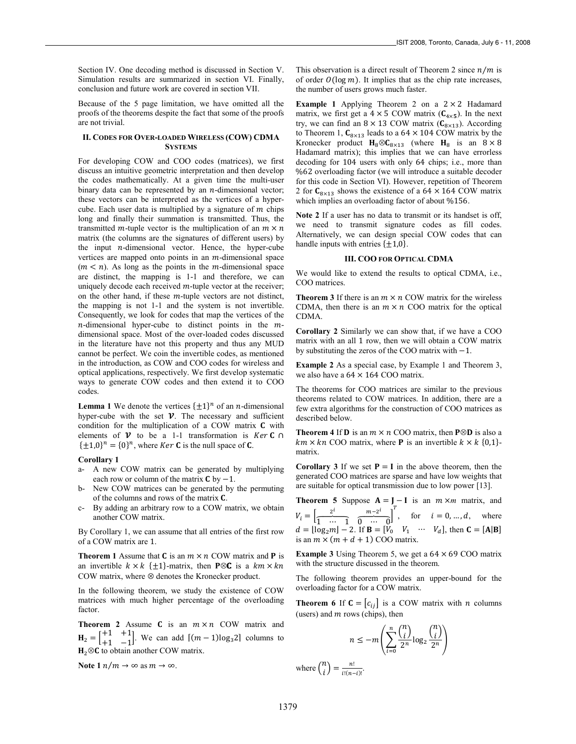Section IV. One decoding method is discussed in Section V. Simulation results are summarized in section VI. Finally, conclusion and future work are covered in section VII.

Because of the 5 page limitation, we have omitted all the proofs of the theorems despite the fact that some of the proofs are not trivial.

### II. Codes for Over-loaded Wireless (COW) CDMA Systems

For developing COW and COO codes (matrices), we first discuss an intuitive geometric interpretation and then develop the codes mathematically. At a given time the multi-user binary data can be represented by an $n$-dimensional vector; these vectors can be interpreted as the vertices of a hyper-cube. Each user data is multiplied by a signature of $m$ chips long and finally their summation is transmitted. Thus, the transmitted $m$-tuple vector is the multiplication of an $m \times n$ matrix (the columns are the signatures of different users) by the input $n$-dimensional vector. Hence, the hyper-cube vertices are mapped onto points in an $m$-dimensional space ($m < n$). As long as the points in the $m$-dimensional space are distinct, the mapping is 1-1 and therefore, we can uniquely decode each received $m$-tuple vector at the receiver; on the other hand, if these $m$-tuple vectors are not distinct, the mapping is not 1-1 and the system is not invertible. Consequently, we look for codes that map the vertices of the $n$-dimensional hyper-cube to distinct points in the $m$-dimensional space. Most of the over-loaded codes discussed in the literature have not this property and thus any MUD cannot be perfect. We coin the invertible codes, as mentioned in the introduction, as COW and COO codes for wireless and optical applications, respectively. We first develop systematic ways to generate COW codes and then extend it to COO codes.

**Lemma 1** We denote the vertices $\{\pm 1\}^n$ of an $n$-dimensional hyper-cube with the set $\boldsymbol{\mathcal{V}}$. The necessary and sufficient condition for the multiplication of a COW matrix $\mathbf{C}$ with elements of $\boldsymbol{\mathcal{V}}$ to be a 1-1 transformation is $Ker\,\mathbf{C} \cap \{\pm 1, 0\}^n = \{0\}^n$, where $Ker\,\mathbf{C}$ is the null space of $\mathbf{C}$.

**Corollary 1**

- a- A new COW matrix can be generated by multiplying each row or column of the matrix $\mathbf{C}$ by $-1$.
- b- New COW matrices can be generated by the permuting of the columns and rows of the matrix $\mathbf{C}$.
- c- By adding an arbitrary row to a COW matrix, we obtain another COW matrix.

By Corollary 1, we can assume that all entries of the first row of a COW matrix are 1.

**Theorem 1** Assume that $\mathbf{C}$ is an $m \times n$ COW matrix and $\mathbf{P}$ is an invertible $k \times k$ $\{\pm 1\}$-matrix, then $\mathbf{P} \otimes \mathbf{C}$ is a $km \times kn$ COW matrix, where $\otimes$ denotes the Kronecker product.

In the following theorem, we study the existence of COW matrices with much higher percentage of the overloading factor.

**Theorem 2** Assume $\mathbf{C}$ is an $m \times n$ COW matrix and $\mathbf{H}_2 = \begin{bmatrix} +1 & +1 \\ +1 & -1 \end{bmatrix}$. We can add $\lceil (m-1)\log_3 2 \rceil$ columns to $\mathbf{H}_2 \otimes \mathbf{C}$ to obtain another COW matrix.

**Note 1** $n/m \to \infty$ as $m \to \infty$.

This observation is a direct result of Theorem 2 since $n/m$ is of order $O(\log m)$. It implies that as the chip rate increases, the number of users grows much faster.

**Example 1** Applying Theorem 2 on a $2 \times 2$ Hadamard matrix, we first get a $4 \times 5$ COW matrix ($\mathbf{C}_{4\times 5}$). In the next try, we can find an $8 \times 13$ COW matrix ($\mathbf{C}_{8\times 13}$). According to Theorem 1, $\mathbf{C}_{8\times 13}$ leads to a $64 \times 104$ COW matrix by the Kronecker product $\mathbf{H}_8 \otimes \mathbf{C}_{8\times 13}$ (where $\mathbf{H}_8$ is an $8 \times 8$ Hadamard matrix); this implies that we can have errorless decoding for 104 users with only 64 chips; i.e., more than %62 overloading factor (we will introduce a suitable decoder for this code in Section VI). However, repetition of Theorem 2 for $\mathbf{C}_{8\times 13}$ shows the existence of a $64 \times 164$ COW matrix which implies an overloading factor of about %156.

**Note 2** If a user has no data to transmit or its handset is off, we need to transmit signature codes as fill codes. Alternatively, we can design special COW codes that can handle inputs with entries $\{\pm 1, 0\}$.

### III. COO for Optical CDMA

We would like to extend the results to optical CDMA, i.e., COO matrices.

**Theorem 3** If there is an $m \times n$ COW matrix for the wireless CDMA, then there is an $m \times n$ COO matrix for the optical CDMA.

**Corollary 2** Similarly we can show that, if we have a COO matrix with an all 1 row, then we will obtain a COW matrix by substituting the zeros of the COO matrix with $-1$.

**Example 2** As a special case, by Example 1 and Theorem 3, we also have a $64 \times 164$ COO matrix.

The theorems for COO matrices are similar to the previous theorems related to COW matrices. In addition, there are a few extra algorithms for the construction of COO matrices as described below.

**Theorem 4** If $\mathbf{D}$ is an $m \times n$ COO matrix, then $\mathbf{P} \otimes \mathbf{D}$ is also a $km \times kn$ COO matrix, where $\mathbf{P}$ is an invertible $k \times k$ $\{0,1\}$-matrix.

**Corollary 3** If we set $\mathbf{P} = \mathbf{I}$ in the above theorem, then the generated COO matrices are sparse and have low weights that are suitable for optical transmission due to low power [13].

**Theorem 5** Suppose $\mathbf{A} = \mathbf{J} - \mathbf{I}$ is an $m \times m$ matrix, and $V_i = \Big[\overbrace{1 \;\cdots\; 1}^{2^i} \;\; \overbrace{0 \;\cdots\; 0}^{m-2^i}\Big]^T$, for $i = 0, \ldots, d$, where $d = \lfloor \log_2 m \rfloor - 2$. If $\mathbf{B} = [V_0 \quad V_1 \quad \cdots \quad V_d]$, then $\mathbf{C} = [\mathbf{A}|\mathbf{B}]$ is an $m \times (m + d + 1)$ COO matrix.

**Example 3** Using Theorem 5, we get a $64 \times 69$ COO matrix with the structure discussed in the theorem.

The following theorem provides an upper-bound for the overloading factor for a COW matrix.

**Theorem 6** If $\mathbf{C} = [c_{ij}]$ is a COW matrix with $n$ columns (users) and $m$ rows (chips), then

$$n \leq -m \left( \sum_{i=0}^{n} \frac{\binom{n}{i}}{2^n} \log_2 \frac{\binom{n}{i}}{2^n} \right)$$

where $\binom{n}{i} = \frac{n!}{i!(n-i)!}$.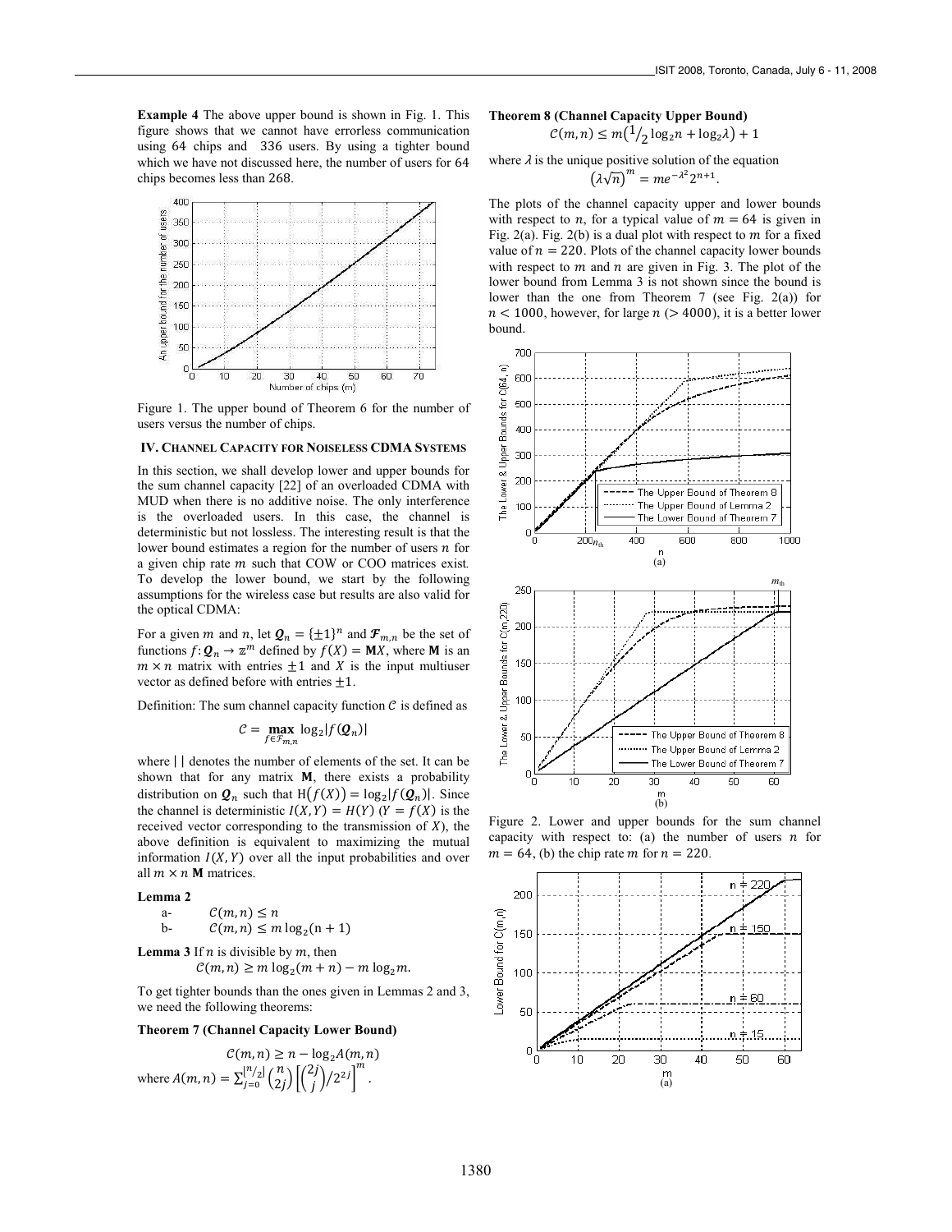**Example 4** The above upper bound is shown in Fig. 1. This figure shows that we cannot have errorless communication using 64 chips and 336 users. By using a tighter bound which we have not discussed here, the number of users for 64 chips becomes less than 268.

Figure 1. The upper bound of Theorem 6 for the number of users versus the number of chips.

## IV. Channel Capacity for Noiseless CDMA Systems

In this section, we shall develop lower and upper bounds for the sum channel capacity [22] of an overloaded CDMA with MUD when there is no additive noise. The only interference is the overloaded users. In this case, the channel is deterministic but not lossless. The interesting result is that the lower bound estimates a region for the number of users $n$ for a given chip rate $m$ such that COW or COO matrices exist. To develop the lower bound, we start by the following assumptions for the wireless case but results are also valid for the optical CDMA:

For a given $m$ and $n$, let $\boldsymbol{Q}_n = \{\pm 1\}^n$ and $\boldsymbol{\mathcal{F}}_{m,n}$ be the set of functions $f: \boldsymbol{Q}_n \to \mathbb{Z}^m$ defined by $f(X) = \mathbf{M}X$, where $\mathbf{M}$ is an $m \times n$ matrix with entries $\pm 1$ and $X$ is the input multiuser vector as defined before with entries $\pm 1$.

Definition: The sum channel capacity function $\mathcal{C}$ is defined as

$$\mathcal{C} = \max_{f \in \mathcal{F}_{m,n}} \log_2 |f(\boldsymbol{Q}_n)|$$

where $|\ |$ denotes the number of elements of the set. It can be shown that for any matrix $\mathbf{M}$, there exists a probability distribution on $\boldsymbol{Q}_n$ such that $\mathrm{H}(f(X)) = \log_2 |f(\boldsymbol{Q}_n)|$. Since the channel is deterministic $I(X,Y) = H(Y)$ ($Y = f(X)$ is the received vector corresponding to the transmission of $X$), the above definition is equivalent to maximizing the mutual information $I(X,Y)$ over all the input probabilities and over all $m \times n$ $\mathbf{M}$ matrices.

**Lemma 2**

a- $\mathcal{C}(m,n) \leq n$

b- $\mathcal{C}(m,n) \leq m \log_2(\mathrm{n}+1)$

**Lemma 3** If $n$ is divisible by $m$, then

$$\mathcal{C}(m,n) \geq m \log_2(m+n) - m \log_2 m.$$

To get tighter bounds than the ones given in Lemmas 2 and 3, we need the following theorems:

**Theorem 7 (Channel Capacity Lower Bound)**

$$\mathcal{C}(m,n) \geq n - \log_2 A(m,n)$$

where $A(m,n) = \sum_{j=0}^{\lfloor n/2 \rfloor} \binom{n}{2j} \left[ \binom{2j}{j} / 2^{2j} \right]^m$.

**Theorem 8 (Channel Capacity Upper Bound)**

$$\mathcal{C}(m,n) \leq m\left(\tfrac{1}{2}\log_2 n + \log_2 \lambda\right) + 1$$

where $\lambda$ is the unique positive solution of the equation

$$\left(\lambda\sqrt{n}\right)^m = m e^{-\lambda^2} 2^{n+1}.$$

The plots of the channel capacity upper and lower bounds with respect to $n$, for a typical value of $m = 64$ is given in Fig. 2(a). Fig. 2(b) is a dual plot with respect to $m$ for a fixed value of $n = 220$. Plots of the channel capacity lower bounds with respect to $m$ and $n$ are given in Fig. 3. The plot of the lower bound from Lemma 3 is not shown since the bound is lower than the one from Theorem 7 (see Fig. 2(a)) for $n < 1000$, however, for large $n$ ($> 4000$), it is a better lower bound.

Figure 2. Lower and upper bounds for the sum channel capacity with respect to: (a) the number of users $n$ for $m = 64$, (b) the chip rate $m$ for $n = 220$.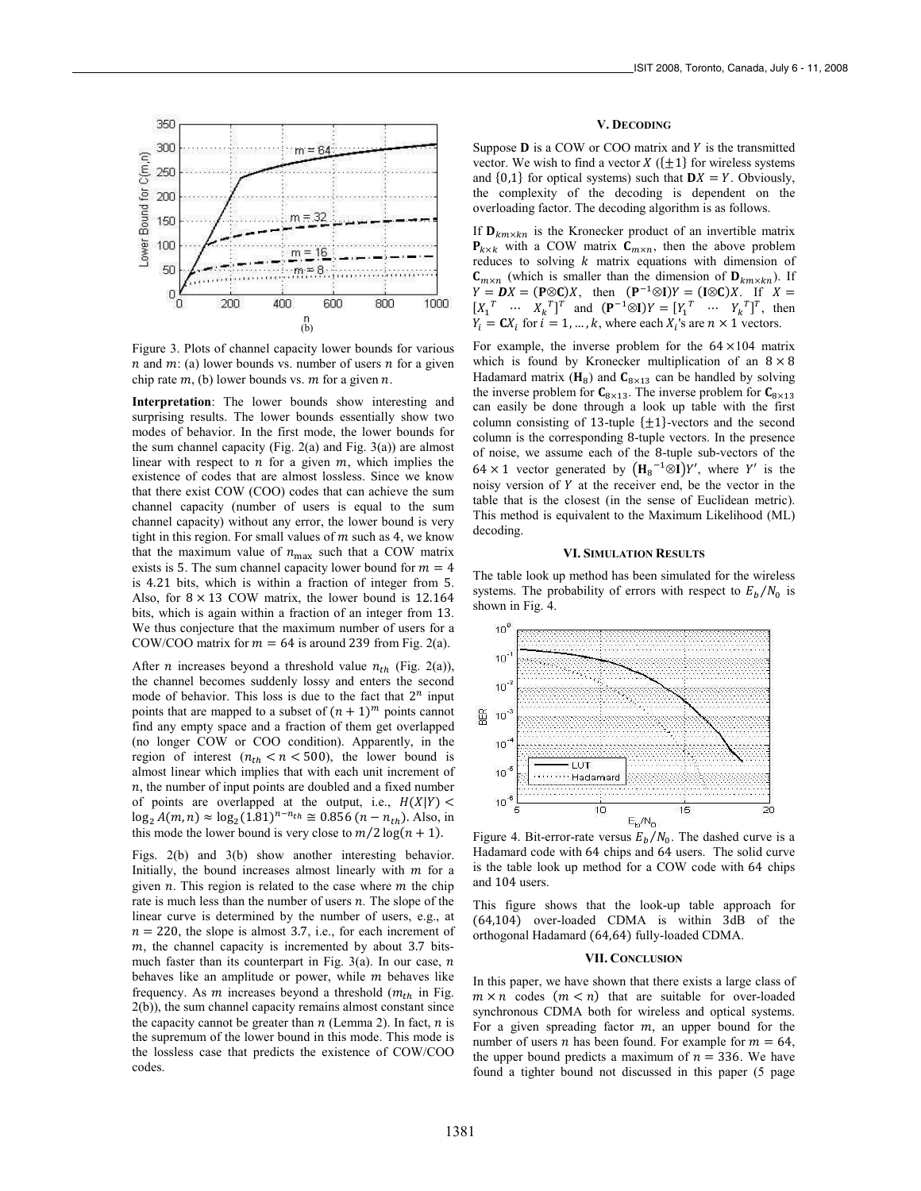(b)

Figure 3. Plots of channel capacity lower bounds for various $n$ and $m$: (a) lower bounds vs. number of users $n$ for a given chip rate $m$, (b) lower bounds vs. $m$ for a given $n$.

**Interpretation**: The lower bounds show interesting and surprising results. The lower bounds essentially show two modes of behavior. In the first mode, the lower bounds for the sum channel capacity (Fig. 2(a) and Fig. 3(a)) are almost linear with respect to $n$ for a given $m$, which implies the existence of codes that are almost lossless. Since we know that there exist COW (COO) codes that can achieve the sum channel capacity (number of users is equal to the sum channel capacity) without any error, the lower bound is very tight in this region. For small values of $m$ such as 4, we know that the maximum value of $n_{\max}$ such that a COW matrix exists is 5. The sum channel capacity lower bound for $m = 4$ is 4.21 bits, which is within a fraction of integer from 5. Also, for $8 \times 13$ COW matrix, the lower bound is 12.164 bits, which is again within a fraction of an integer from 13. We thus conjecture that the maximum number of users for a COW/COO matrix for $m = 64$ is around 239 from Fig. 2(a).

After $n$ increases beyond a threshold value $n_{th}$ (Fig. 2(a)), the channel becomes suddenly lossy and enters the second mode of behavior. This loss is due to the fact that $2^n$ input points that are mapped to a subset of $(n+1)^m$ points cannot find any empty space and a fraction of them get overlapped (no longer COW or COO condition). Apparently, in the region of interest ($n_{th} < n < 500$), the lower bound is almost linear which implies that with each unit increment of $n$, the number of input points are doubled and a fixed number of points are overlapped at the output, i.e., $H(X|Y) < \log_2 A(m,n) \approx \log_2 (1.81)^{n-n_{th}} \cong 0.856\,(n - n_{th})$. Also, in this mode the lower bound is very close to $m/2 \log(n+1)$.

Figs. 2(b) and 3(b) show another interesting behavior. Initially, the bound increases almost linearly with $m$ for a given $n$. This region is related to the case where $m$ the chip rate is much less than the number of users $n$. The slope of the linear curve is determined by the number of users, e.g., at $n = 220$, the slope is almost 3.7, i.e., for each increment of $m$, the channel capacity is incremented by about 3.7 bits- much faster than its counterpart in Fig. 3(a). In our case, $n$ behaves like an amplitude or power, while $m$ behaves like frequency. As $m$ increases beyond a threshold ($m_{th}$ in Fig. 2(b)), the sum channel capacity remains almost constant since the capacity cannot be greater than $n$ (Lemma 2). In fact, $n$ is the supremum of the lower bound in this mode. This mode is the lossless case that predicts the existence of COW/COO codes.

## V. Decoding

Suppose $\mathbf{D}$ is a COW or COO matrix and $Y$ is the transmitted vector. We wish to find a vector $X$ ($\{\pm 1\}$ for wireless systems and $\{0,1\}$ for optical systems) such that $\mathbf{D}X = Y$. Obviously, the complexity of the decoding is dependent on the overloading factor. The decoding algorithm is as follows.

If $\mathbf{D}_{km \times kn}$ is the Kronecker product of an invertible matrix $\mathbf{P}_{k \times k}$ with a COW matrix $\mathbf{C}_{m \times n}$, then the above problem reduces to solving $k$ matrix equations with dimension of $\mathbf{C}_{m \times n}$ (which is smaller than the dimension of $\mathbf{D}_{km \times kn}$). If $Y = \mathbf{D}X = (\mathbf{P} \otimes \mathbf{C})X$, then $(\mathbf{P}^{-1} \otimes \mathbf{I})Y = (\mathbf{I} \otimes \mathbf{C})X$. If $X = [X_1^T \ \cdots \ X_k^T]^T$ and $(\mathbf{P}^{-1} \otimes \mathbf{I})Y = [Y_1^T \ \cdots \ Y_k^T]^T$, then $Y_i = \mathbf{C}X_i$ for $i = 1, \ldots, k$, where each $X_i$'s are $n \times 1$ vectors.

For example, the inverse problem for the $64 \times 104$ matrix which is found by Kronecker multiplication of an $8 \times 8$ Hadamard matrix ($\mathbf{H}_8$) and $\mathbf{C}_{8 \times 13}$ can be handled by solving the inverse problem for $\mathbf{C}_{8 \times 13}$. The inverse problem for $\mathbf{C}_{8 \times 13}$ can easily be done through a look up table with the first column consisting of 13-tuple $\{\pm 1\}$-vectors and the second column is the corresponding 8-tuple vectors. In the presence of noise, we assume each of the 8-tuple sub-vectors of the $64 \times 1$ vector generated by $(\mathbf{H}_8{}^{-1} \otimes \mathbf{I})Y'$, where $Y'$ is the noisy version of $Y$ at the receiver end, be the vector in the table that is the closest (in the sense of Euclidean metric). This method is equivalent to the Maximum Likelihood (ML) decoding.

## VI. Simulation Results

The table look up method has been simulated for the wireless systems. The probability of errors with respect to $E_b/N_0$ is shown in Fig. 4.

Figure 4. Bit-error-rate versus $E_b/N_0$. The dashed curve is a Hadamard code with 64 chips and 64 users. The solid curve is the table look up method for a COW code with 64 chips and 104 users.

This figure shows that the look-up table approach for (64,104) over-loaded CDMA is within 3dB of the orthogonal Hadamard (64,64) fully-loaded CDMA.

## VII. Conclusion

In this paper, we have shown that there exists a large class of $m \times n$ codes ($m < n$) that are suitable for over-loaded synchronous CDMA both for wireless and optical systems. For a given spreading factor $m$, an upper bound for the number of users $n$ has been found. For example for $m = 64$, the upper bound predicts a maximum of $n = 336$. We have found a tighter bound not discussed in this paper (5 page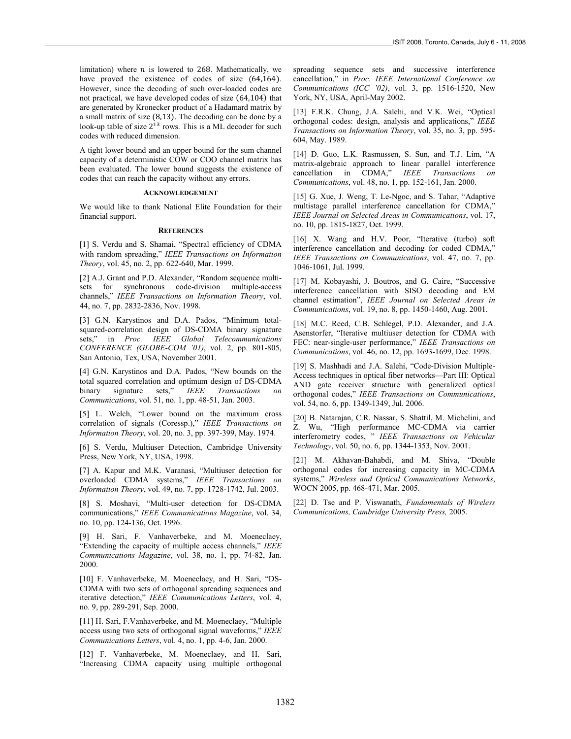limitation) where $n$ is lowered to $268$. Mathematically, we have proved the existence of codes of size $(64,164)$. However, since the decoding of such over-loaded codes are not practical, we have developed codes of size $(64,104)$ that are generated by Kronecker product of a Hadamard matrix by a small matrix of size $(8,13)$. The decoding can be done by a look-up table of size $2^{13}$ rows. This is a ML decoder for such codes with reduced dimension.

A tight lower bound and an upper bound for the sum channel capacity of a deterministic COW or COO channel matrix has been evaluated. The lower bound suggests the existence of codes that can reach the capacity without any errors.

### Acknowledgement

We would like to thank National Elite Foundation for their financial support.

### References

[1] S. Verdu and S. Shamai, "Spectral efficiency of CDMA with random spreading," *IEEE Transactions on Information Theory*, vol. 45, no. 2, pp. 622-640, Mar. 1999.

[2] A.J. Grant and P.D. Alexander, "Random sequence multi-sets for synchronous code-division multiple-access channels," *IEEE Transactions on Information Theory*, vol. 44, no. 7, pp. 2832-2836, Nov. 1998.

[3] G.N. Karystinos and D.A. Pados, "Minimum total-squared-correlation design of DS-CDMA binary signature sets," in *Proc. IEEE Global Telecommunications CONFERENCE (GLOBE-COM '01)*, vol. 2, pp. 801-805, San Antonio, Tex, USA, November 2001.

[4] G.N. Karystinos and D.A. Pados, "New bounds on the total squared correlation and optimum design of DS-CDMA binary signature sets," *IEEE Transactions on Communications*, vol. 51, no. 1, pp. 48-51, Jan. 2003.

[5] L. Welch, "Lower bound on the maximum cross correlation of signals (Coressp.)," *IEEE Transactions on Information Theory*, vol. 20, no. 3, pp. 397-399, May. 1974.

[6] S. Verdu, Multiuser Detection, Cambridge University Press, New York, NY, USA, 1998.

[7] A. Kapur and M.K. Varanasi, "Multiuser detection for overloaded CDMA systems," *IEEE Transactions on Information Theory*, vol. 49, no. 7, pp. 1728-1742, Jul. 2003.

[8] S. Moshavi, "Multi-user detection for DS-CDMA communications," *IEEE Communications Magazine*, vol. 34, no. 10, pp. 124-136, Oct. 1996.

[9] H. Sari, F. Vanhaverbeke, and M. Moeneclaey, "Extending the capacity of multiple access channels," *IEEE Communications Magazine*, vol. 38, no. 1, pp. 74-82, Jan. 2000.

[10] F. Vanhaverbeke, M. Moeneclaey, and H. Sari, "DS-CDMA with two sets of orthogonal spreading sequences and iterative detection," *IEEE Communications Letters*, vol. 4, no. 9, pp. 289-291, Sep. 2000.

[11] H. Sari, F.Vanhaverbeke, and M. Moeneclaey, "Multiple access using two sets of orthogonal signal waveforms," *IEEE Communications Letters*, vol. 4, no. 1, pp. 4-6, Jan. 2000.

[12] F. Vanhaverbeke, M. Moeneclaey, and H. Sari, "Increasing CDMA capacity using multiple orthogonal spreading sequence sets and successive interference cancellation," in *Proc. IEEE International Conference on Communications (ICC '02)*, vol. 3, pp. 1516-1520, New York, NY, USA, April-May 2002.

[13] F.R.K. Chung, J.A. Salehi, and V.K. Wei, "Optical orthogonal codes: design, analysis and applications," *IEEE Transactions on Information Theory*, vol. 35, no. 3, pp. 595-604, May. 1989.

[14] D. Guo, L.K. Rasmussen, S. Sun, and T.J. Lim, "A matrix-algebraic approach to linear parallel interference cancellation in CDMA," *IEEE Transactions on Communications*, vol. 48, no. 1, pp. 152-161, Jan. 2000.

[15] G. Xue, J. Weng, T. Le-Ngoc, and S. Tahar, "Adaptive multistage parallel interference cancellation for CDMA," *IEEE Journal on Selected Areas in Communications*, vol. 17, no. 10, pp. 1815-1827, Oct. 1999.

[16] X. Wang and H.V. Poor, "Iterative (turbo) soft interference cancellation and decoding for coded CDMA," *IEEE Transactions on Communications*, vol. 47, no. 7, pp. 1046-1061, Jul. 1999.

[17] M. Kobayashi, J. Boutros, and G. Caire, "Successive interference cancellation with SISO decoding and EM channel estimation", *IEEE Journal on Selected Areas in Communications*, vol. 19, no. 8, pp. 1450-1460, Aug. 2001.

[18] M.C. Reed, C.B. Schlegel, P.D. Alexander, and J.A. Asenstorfer, "Iterative multiuser detection for CDMA with FEC: near-single-user performance," *IEEE Transactions on Communications*, vol. 46, no. 12, pp. 1693-1699, Dec. 1998.

[19] S. Mashhadi and J.A. Salehi, "Code-Division Multiple-Access techniques in optical fiber networks—Part III: Optical AND gate receiver structure with generalized optical orthogonal codes," *IEEE Transactions on Communications*, vol. 54, no. 6, pp. 1349-1349, Jul. 2006.

[20] B. Natarajan, C.R. Nassar, S. Shattil, M. Michelini, and Z. Wu, "High performance MC-CDMA via carrier interferometry codes, " *IEEE Transactions on Vehicular Technology*, vol. 50, no. 6, pp. 1344-1353, Nov. 2001.

[21] M. Akhavan-Bahabdi, and M. Shiva, "Double orthogonal codes for increasing capacity in MC-CDMA systems," *Wireless and Optical Communications Networks*, WOCN 2005, pp. 468-471, Mar. 2005.

[22] D. Tse and P. Viswanath, *Fundamentals of Wireless Communications, Cambridge University Press,* 2005.